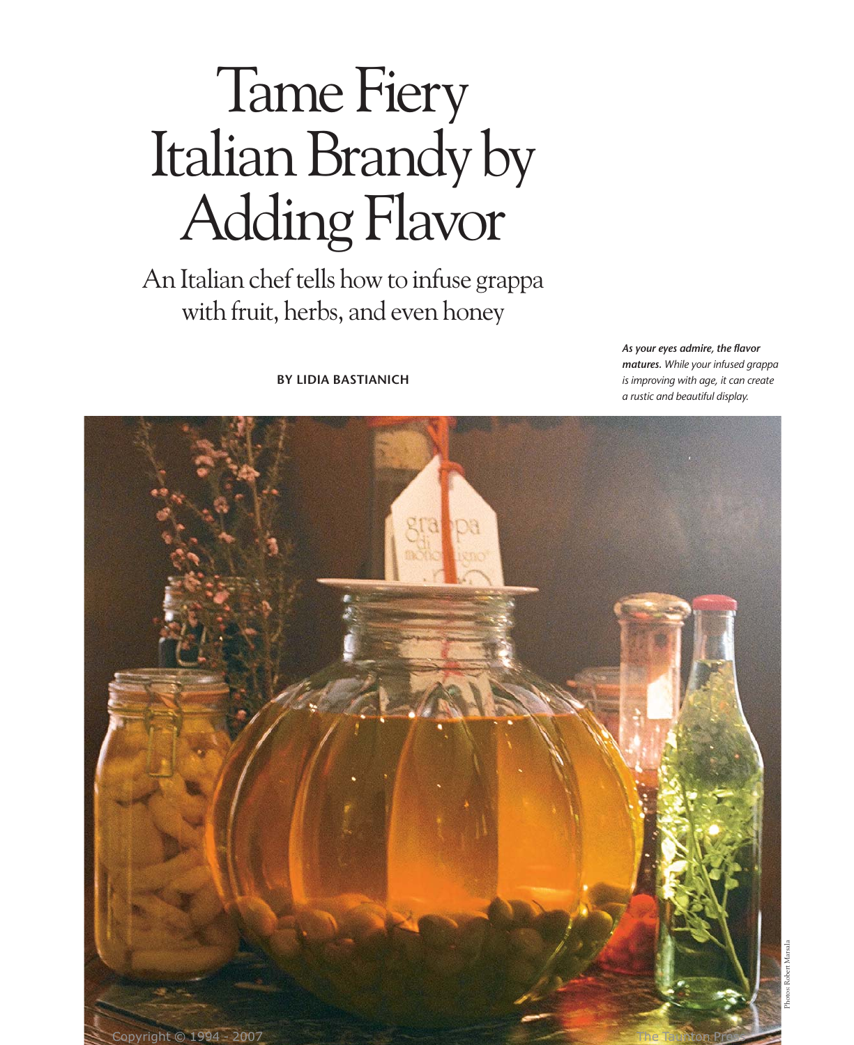# Tame Fiery Italian Brandy by Adding Flavor

## An Italian chef tells how to infuse grappa with fruit, herbs, and even honey

**BY LIDIA BASTIANICH**

***As your eyes admire, the flavor matures.*** *While your infused grappa is improving with age, it can create a rustic and beautiful display.*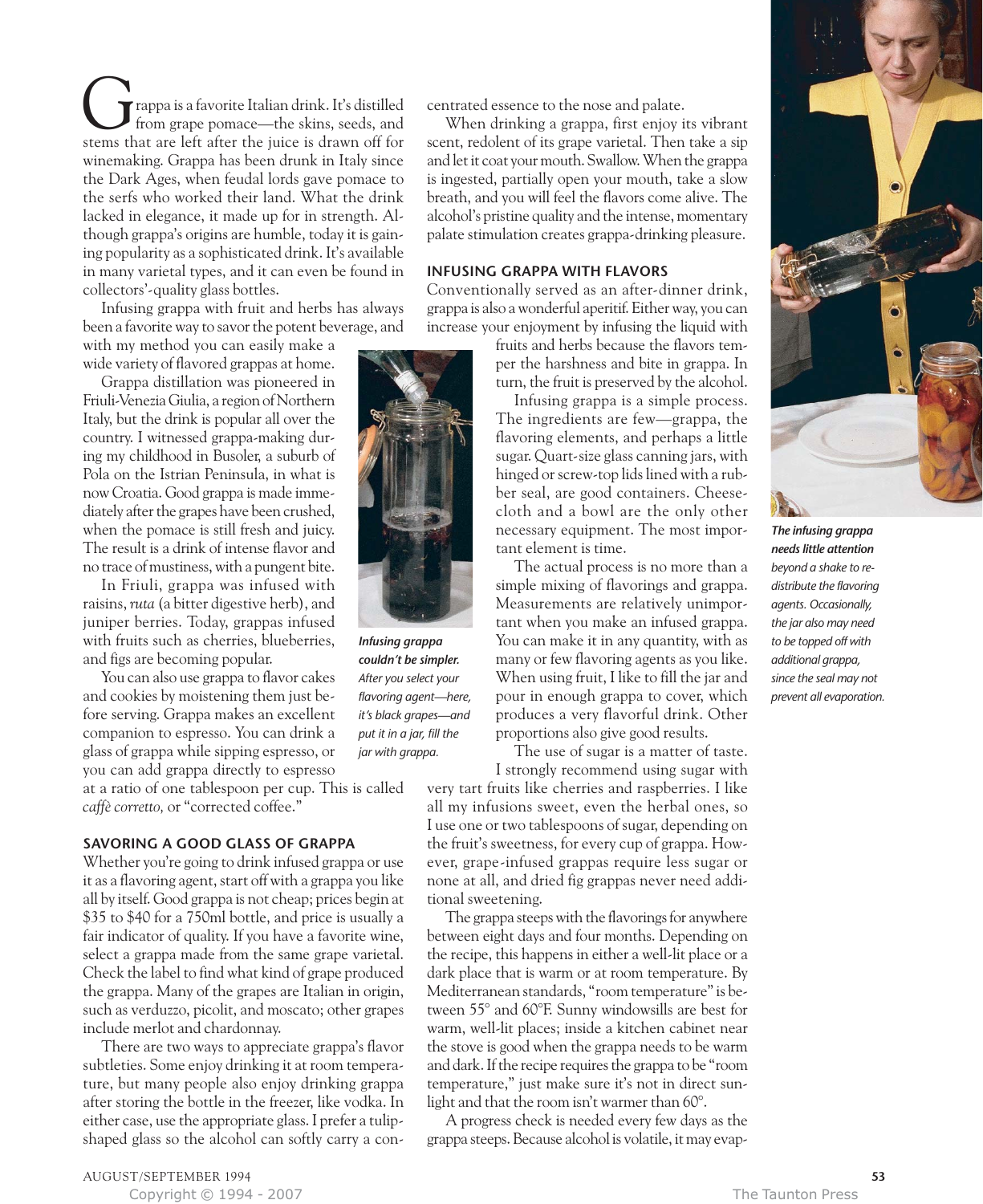Grappa is a favorite Italian drink. It's distilled from grape pomace—the skins, seeds, and stems that are left after the juice is drawn off for winemaking. Grappa has been drunk in Italy since the Dark Ages, when feudal lords gave pomace to the serfs who worked their land. What the drink lacked in elegance, it made up for in strength. Although grappa's origins are humble, today it is gaining popularity as a sophisticated drink. It's available in many varietal types, and it can even be found in collectors'-quality glass bottles.

Infusing grappa with fruit and herbs has always been a favorite way to savor the potent beverage, and with my method you can easily make a wide variety of flavored grappas at home.

Grappa distillation was pioneered in Friuli-Venezia Giulia, a region of Northern Italy, but the drink is popular all over the country. I witnessed grappa-making during my childhood in Busoler, a suburb of Pola on the Istrian Peninsula, in what is now Croatia. Good grappa is made immediately after the grapes have been crushed, when the pomace is still fresh and juicy. The result is a drink of intense flavor and no trace of mustiness, with a pungent bite.

In Friuli, grappa was infused with raisins, *ruta* (a bitter digestive herb), and juniper berries. Today, grappas infused with fruits such as cherries, blueberries, and figs are becoming popular.

You can also use grappa to flavor cakes and cookies by moistening them just before serving. Grappa makes an excellent companion to espresso. You can drink a glass of grappa while sipping espresso, or you can add grappa directly to espresso at a ratio of one tablespoon per cup. This is called *caffè corretto,* or "corrected coffee."

## SAVORING A GOOD GLASS OF GRAPPA

Whether you're going to drink infused grappa or use it as a flavoring agent, start off with a grappa you like all by itself. Good grappa is not cheap; prices begin at $35 to $40 for a 750ml bottle, and price is usually a fair indicator of quality. If you have a favorite wine, select a grappa made from the same grape varietal. Check the label to find what kind of grape produced the grappa. Many of the grapes are Italian in origin, such as verduzzo, picolit, and moscato; other grapes include merlot and chardonnay.

There are two ways to appreciate grappa's flavor subtleties. Some enjoy drinking it at room temperature, but many people also enjoy drinking grappa after storing the bottle in the freezer, like vodka. In either case, use the appropriate glass. I prefer a tulip-shaped glass so the alcohol can softly carry a concentrated essence to the nose and palate.

When drinking a grappa, first enjoy its vibrant scent, redolent of its grape varietal. Then take a sip and let it coat your mouth. Swallow. When the grappa is ingested, partially open your mouth, take a slow breath, and you will feel the flavors come alive. The alcohol's pristine quality and the intense, momentary palate stimulation creates grappa-drinking pleasure.

## INFUSING GRAPPA WITH FLAVORS

Conventionally served as an after-dinner drink, grappa is also a wonderful aperitif. Either way, you can increase your enjoyment by infusing the liquid with fruits and herbs because the flavors temper the harshness and bite in grappa. In turn, the fruit is preserved by the alcohol.

***Infusing grappa couldn't be simpler.*** *After you select your flavoring agent—here, it's black grapes—and put it in a jar, fill the jar with grappa.*

Infusing grappa is a simple process. The ingredients are few—grappa, the flavoring elements, and perhaps a little sugar. Quart-size glass canning jars, with hinged or screw-top lids lined with a rubber seal, are good containers. Cheesecloth and a bowl are the only other necessary equipment. The most important element is time.

The actual process is no more than a simple mixing of flavorings and grappa. Measurements are relatively unimportant when you make an infused grappa. You can make it in any quantity, with as many or few flavoring agents as you like. When using fruit, I like to fill the jar and pour in enough grappa to cover, which produces a very flavorful drink. Other proportions also give good results.

The use of sugar is a matter of taste. I strongly recommend using sugar with very tart fruits like cherries and raspberries. I like all my infusions sweet, even the herbal ones, so I use one or two tablespoons of sugar, depending on the fruit's sweetness, for every cup of grappa. However, grape-infused grappas require less sugar or none at all, and dried fig grappas never need additional sweetening.

The grappa steeps with the flavorings for anywhere between eight days and four months. Depending on the recipe, this happens in either a well-lit place or a dark place that is warm or at room temperature. By Mediterranean standards, "room temperature" is between 55° and 60°F. Sunny windowsills are best for warm, well-lit places; inside a kitchen cabinet near the stove is good when the grappa needs to be warm and dark. If the recipe requires the grappa to be "room temperature," just make sure it's not in direct sunlight and that the room isn't warmer than 60°.

A progress check is needed every few days as the grappa steeps. Because alcohol is volatile, it may evap-

***The infusing grappa needs little attention*** *beyond a shake to redistribute the flavoring agents. Occasionally, the jar also may need to be topped off with additional grappa, since the seal may not prevent all evaporation.*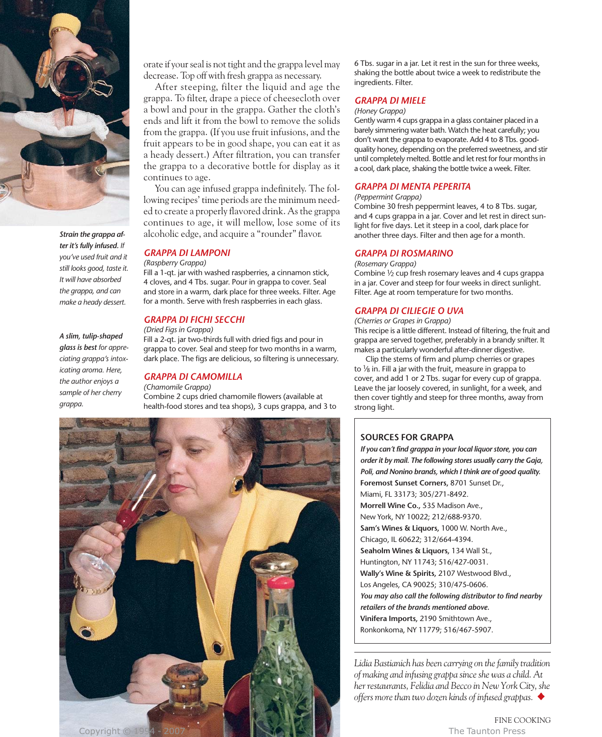*Strain the grappa after it's fully infused. If you've used fruit and it still looks good, taste it. It will have absorbed the grappa, and can make a heady dessert.*

*A slim, tulip-shaped glass is best for appreciating grappa's intoxicating aroma. Here, the author enjoys a sample of her cherry grappa.*

orate if your seal is not tight and the grappa level may decrease. Top off with fresh grappa as necessary.

After steeping, filter the liquid and age the grappa. To filter, drape a piece of cheesecloth over a bowl and pour in the grappa. Gather the cloth's ends and lift it from the bowl to remove the solids from the grappa. (If you use fruit infusions, and the fruit appears to be in good shape, you can eat it as a heady dessert.) After filtration, you can transfer the grappa to a decorative bottle for display as it continues to age.

You can age infused grappa indefinitely. The following recipes' time periods are the minimum needed to create a properly flavored drink. As the grappa continues to age, it will mellow, lose some of its alcoholic edge, and acquire a "rounder" flavor.

## GRAPPA DI LAMPONI

*(Raspberry Grappa)*

Fill a 1-qt. jar with washed raspberries, a cinnamon stick, 4 cloves, and 4 Tbs. sugar. Pour in grappa to cover. Seal and store in a warm, dark place for three weeks. Filter. Age for a month. Serve with fresh raspberries in each glass.

## GRAPPA DI FICHI SECCHI

*(Dried Figs in Grappa)*

Fill a 2-qt. jar two-thirds full with dried figs and pour in grappa to cover. Seal and steep for two months in a warm, dark place. The figs are delicious, so filtering is unnecessary.

## GRAPPA DI CAMOMILLA

*(Chamomile Grappa)*

Combine 2 cups dried chamomile flowers (available at health-food stores and tea shops), 3 cups grappa, and 3 to 6 Tbs. sugar in a jar. Let it rest in the sun for three weeks, shaking the bottle about twice a week to redistribute the ingredients. Filter.

## GRAPPA DI MIELE

*(Honey Grappa)*

Gently warm 4 cups grappa in a glass container placed in a barely simmering water bath. Watch the heat carefully; you don't want the grappa to evaporate. Add 4 to 8 Tbs. good-quality honey, depending on the preferred sweetness, and stir until completely melted. Bottle and let rest for four months in a cool, dark place, shaking the bottle twice a week. Filter.

## GRAPPA DI MENTA PEPERITA

*(Peppermint Grappa)*

Combine 30 fresh peppermint leaves, 4 to 8 Tbs. sugar, and 4 cups grappa in a jar. Cover and let rest in direct sunlight for five days. Let it steep in a cool, dark place for another three days. Filter and then age for a month.

## GRAPPA DI ROSMARINO

*(Rosemary Grappa)*

Combine ½ cup fresh rosemary leaves and 4 cups grappa in a jar. Cover and steep for four weeks in direct sunlight. Filter. Age at room temperature for two months.

## GRAPPA DI CILIEGIE O UVA

*(Cherries or Grapes in Grappa)*

This recipe is a little different. Instead of filtering, the fruit and grappa are served together, preferably in a brandy snifter. It makes a particularly wonderful after-dinner digestive.

Clip the stems of firm and plump cherries or grapes to ⅛ in. Fill a jar with the fruit, measure in grappa to cover, and add 1 or 2 Tbs. sugar for every cup of grappa. Leave the jar loosely covered, in sunlight, for a week, and then cover tightly and steep for three months, away from strong light.

### SOURCES FOR GRAPPA

***If you can't find grappa in your local liquor store, you can order it by mail. The following stores usually carry the Gaja, Poli, and Nonino brands, which I think are of good quality.***

**Foremost Sunset Corners,** 8701 Sunset Dr., Miami, FL 33173; 305/271-8492.

**Morrell Wine Co.,** 535 Madison Ave., New York, NY 10022; 212/688-9370.

**Sam's Wines & Liquors,** 1000 W. North Ave., Chicago, IL 60622; 312/664-4394.

**Seaholm Wines & Liquors,** 134 Wall St., Huntington, NY 11743; 516/427-0031.

**Wally's Wine & Spirits,** 2107 Westwood Blvd., Los Angeles, CA 90025; 310/475-0606.

***You may also call the following distributor to find nearby retailers of the brands mentioned above.***

**Vinifera Imports,** 2190 Smithtown Ave., Ronkonkoma, NY 11779; 516/467-5907.

*Lidia Bastianich has been carrying on the family tradition of making and infusing grappa since she was a child. At her restaurants, Felidia and Becco in New York City, she offers more than two dozen kinds of infused grappas.* ◆